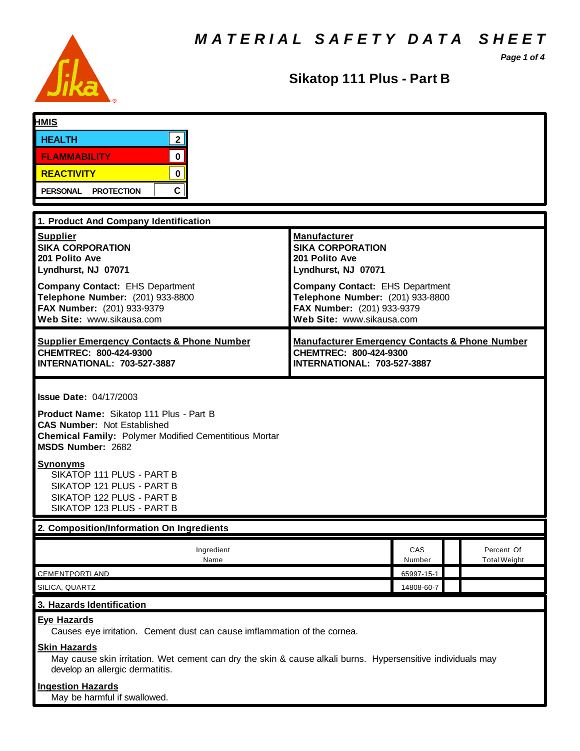# MATERIAL SAFETY DATA SHEET

## Sikatop 111 Plus - Part B

**HMIS**

| | |
|---|---|
| HEALTH | 2 |
| FLAMMABILITY | 0 |
| REACTIVITY | 0 |
| PERSONAL PROTECTION | C |

## 1. Product And Company Identification

**Supplier**
**SIKA CORPORATION**
**201 Polito Ave**
**Lyndhurst, NJ 07071**

**Company Contact:** EHS Department
**Telephone Number:** (201) 933-8800
**FAX Number:** (201) 933-9379
**Web Site:** www.sikausa.com

**Manufacturer**
**SIKA CORPORATION**
**201 Polito Ave**
**Lyndhurst, NJ 07071**

**Company Contact:** EHS Department
**Telephone Number:** (201) 933-8800
**FAX Number:** (201) 933-9379
**Web Site:** www.sikausa.com

**Supplier Emergency Contacts & Phone Number**
**CHEMTREC: 800-424-9300**
**INTERNATIONAL: 703-527-3887**

**Manufacturer Emergency Contacts & Phone Number**
**CHEMTREC: 800-424-9300**
**INTERNATIONAL: 703-527-3887**

**Issue Date:** 04/17/2003

**Product Name:** Sikatop 111 Plus - Part B
**CAS Number:** Not Established
**Chemical Family:** Polymer Modified Cementitious Mortar
**MSDS Number:** 2682

**Synonyms**
SIKATOP 111 PLUS - PART B
SIKATOP 121 PLUS - PART B
SIKATOP 122 PLUS - PART B
SIKATOP 123 PLUS - PART B

## 2. Composition/Information On Ingredients

| Ingredient Name | CAS Number | | Percent Of Total Weight |
|---|---|---|---|
| CEMENTPORTLAND | 65997-15-1 | | |
| SILICA, QUARTZ | 14808-60-7 | | |

## 3. Hazards Identification

**Eye Hazards**
Causes eye irritation. Cement dust can cause imflammation of the cornea.

**Skin Hazards**
May cause skin irritation. Wet cement can dry the skin & cause alkali burns. Hypersensitive individuals may develop an allergic dermatitis.

**Ingestion Hazards**
May be harmful if swallowed.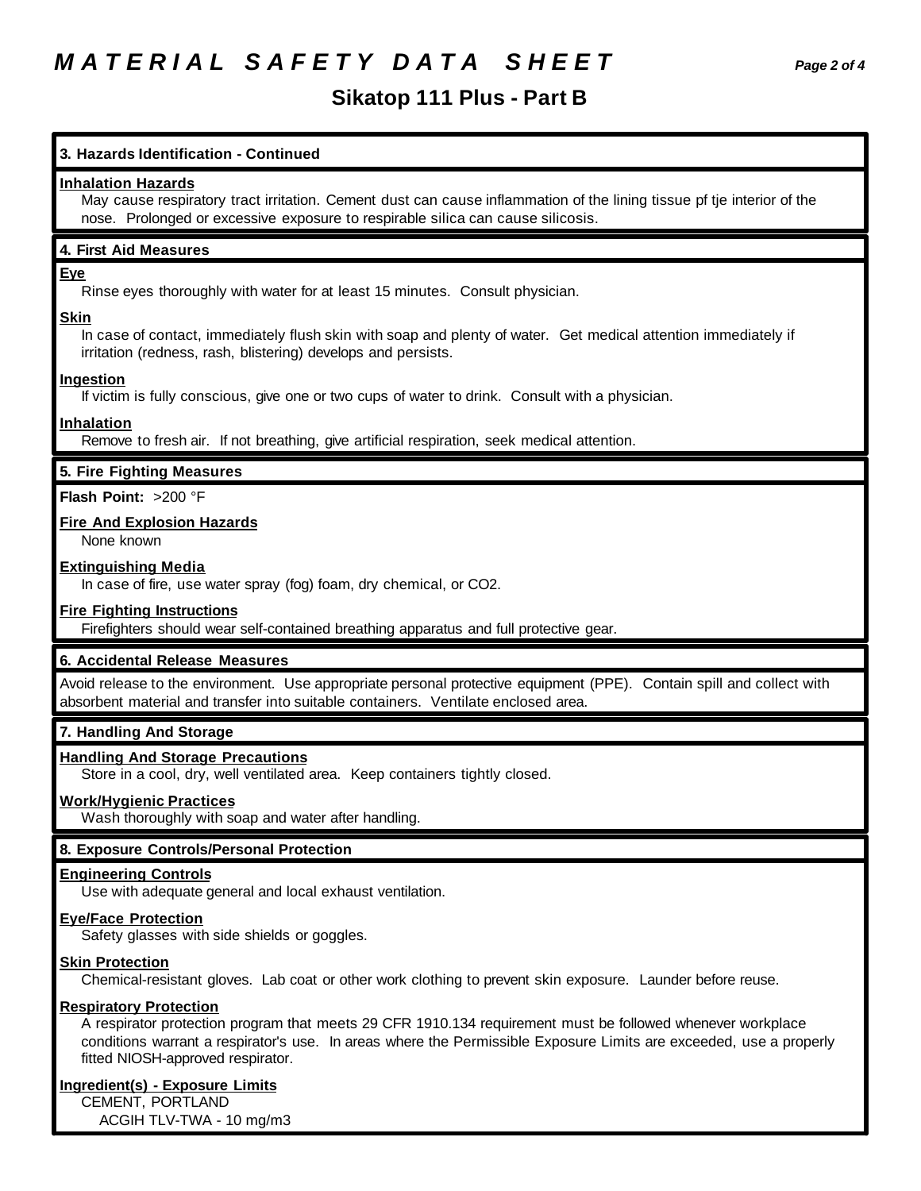# *MATERIAL SAFETY DATA SHEET*

## Sikatop 111 Plus - Part B

### 3. Hazards Identification - Continued

**Inhalation Hazards**

May cause respiratory tract irritation. Cement dust can cause inflammation of the lining tissue pf tje interior of the nose. Prolonged or excessive exposure to respirable silica can cause silicosis.

### 4. First Aid Measures

**Eye**

Rinse eyes thoroughly with water for at least 15 minutes. Consult physician.

**Skin**

In case of contact, immediately flush skin with soap and plenty of water. Get medical attention immediately if irritation (redness, rash, blistering) develops and persists.

**Ingestion**

If victim is fully conscious, give one or two cups of water to drink. Consult with a physician.

**Inhalation**

Remove to fresh air. If not breathing, give artificial respiration, seek medical attention.

### 5. Fire Fighting Measures

**Flash Point:** >200 °F

**Fire And Explosion Hazards**

None known

**Extinguishing Media**

In case of fire, use water spray (fog) foam, dry chemical, or $CO_2$.

**Fire Fighting Instructions**

Firefighters should wear self-contained breathing apparatus and full protective gear.

### 6. Accidental Release Measures

Avoid release to the environment. Use appropriate personal protective equipment (PPE). Contain spill and collect with absorbent material and transfer into suitable containers. Ventilate enclosed area.

### 7. Handling And Storage

**Handling And Storage Precautions**

Store in a cool, dry, well ventilated area. Keep containers tightly closed.

**Work/Hygienic Practices**

Wash thoroughly with soap and water after handling.

### 8. Exposure Controls/Personal Protection

**Engineering Controls**

Use with adequate general and local exhaust ventilation.

**Eye/Face Protection**

Safety glasses with side shields or goggles.

**Skin Protection**

Chemical-resistant gloves. Lab coat or other work clothing to prevent skin exposure. Launder before reuse.

**Respiratory Protection**

A respirator protection program that meets 29 CFR 1910.134 requirement must be followed whenever workplace conditions warrant a respirator's use. In areas where the Permissible Exposure Limits are exceeded, use a properly fitted NIOSH-approved respirator.

**Ingredient(s) - Exposure Limits**

CEMENT, PORTLAND

ACGIH TLV-TWA - 10 mg/m3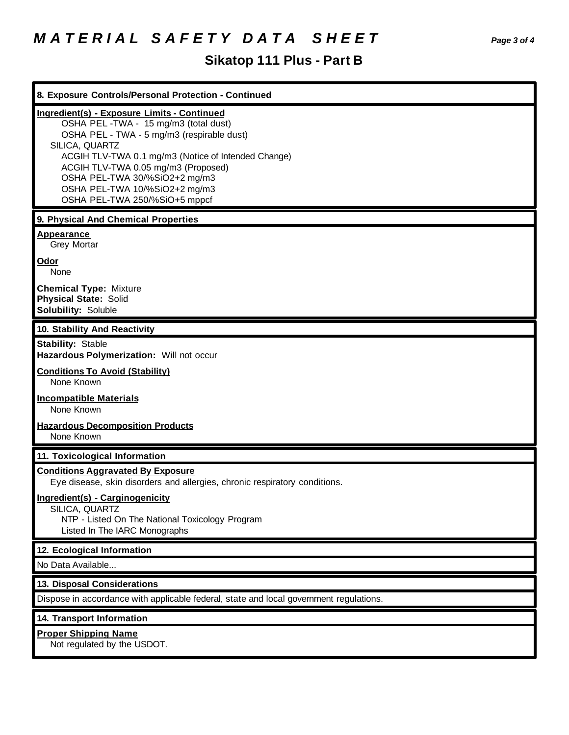## Sikatop 111 Plus - Part B

### 8. Exposure Controls/Personal Protection - Continued

**Ingredient(s) - Exposure Limits - Continued**

OSHA PEL -TWA - 15 mg/m3 (total dust)
OSHA PEL - TWA - 5 mg/m3 (respirable dust)

SILICA, QUARTZ

ACGIH TLV-TWA 0.1 mg/m3 (Notice of Intended Change)
ACGIH TLV-TWA 0.05 mg/m3 (Proposed)
OSHA PEL-TWA 30/%SiO2+2 mg/m3
OSHA PEL-TWA 10/%SiO2+2 mg/m3
OSHA PEL-TWA 250/%SiO+5 mppcf

### 9. Physical And Chemical Properties

**Appearance**
Grey Mortar

**Odor**
None

**Chemical Type:** Mixture
**Physical State:** Solid
**Solubility:** Soluble

### 10. Stability And Reactivity

**Stability:** Stable
**Hazardous Polymerization:** Will not occur

**Conditions To Avoid (Stability)**
None Known

**Incompatible Materials**
None Known

**Hazardous Decomposition Products**
None Known

### 11. Toxicological Information

**Conditions Aggravated By Exposure**
Eye disease, skin disorders and allergies, chronic respiratory conditions.

**Ingredient(s) - Carginogenicity**

SILICA, QUARTZ

NTP - Listed On The National Toxicology Program
Listed In The IARC Monographs

### 12. Ecological Information

No Data Available...

### 13. Disposal Considerations

Dispose in accordance with applicable federal, state and local government regulations.

### 14. Transport Information

**Proper Shipping Name**
Not regulated by the USDOT.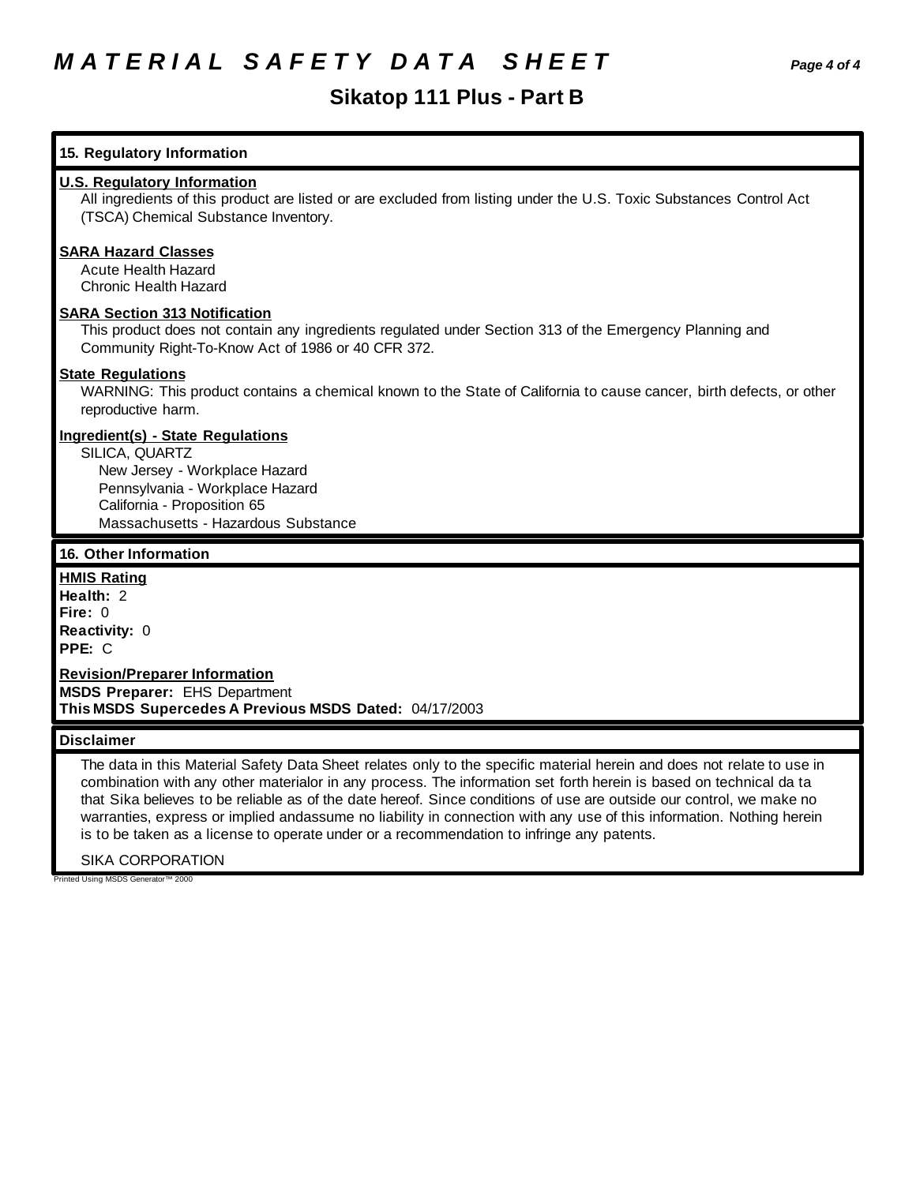# MATERIAL SAFETY DATA SHEET

## Sikatop 111 Plus - Part B

### 15. Regulatory Information

**U.S. Regulatory Information**

All ingredients of this product are listed or are excluded from listing under the U.S. Toxic Substances Control Act (TSCA) Chemical Substance Inventory.

**SARA Hazard Classes**

Acute Health Hazard
Chronic Health Hazard

**SARA Section 313 Notification**

This product does not contain any ingredients regulated under Section 313 of the Emergency Planning and Community Right-To-Know Act of 1986 or 40 CFR 372.

**State Regulations**

WARNING: This product contains a chemical known to the State of California to cause cancer, birth defects, or other reproductive harm.

**Ingredient(s) - State Regulations**

SILICA, QUARTZ
- New Jersey - Workplace Hazard
- Pennsylvania - Workplace Hazard
- California - Proposition 65
- Massachusetts - Hazardous Substance

### 16. Other Information

**HMIS Rating**

**Health:** 2
**Fire:** 0
**Reactivity:** 0
**PPE:** C

**Revision/Preparer Information**

**MSDS Preparer:** EHS Department
**This MSDS Supercedes A Previous MSDS Dated:** 04/17/2003

### Disclaimer

The data in this Material Safety Data Sheet relates only to the specific material herein and does not relate to use in combination with any other materialor in any process. The information set forth herein is based on technical da ta that Sika believes to be reliable as of the date hereof. Since conditions of use are outside our control, we make no warranties, express or implied andassume no liability in connection with any use of this information. Nothing herein is to be taken as a license to operate under or a recommendation to infringe any patents.

SIKA CORPORATION

Printed Using MSDS Generator™ 2000